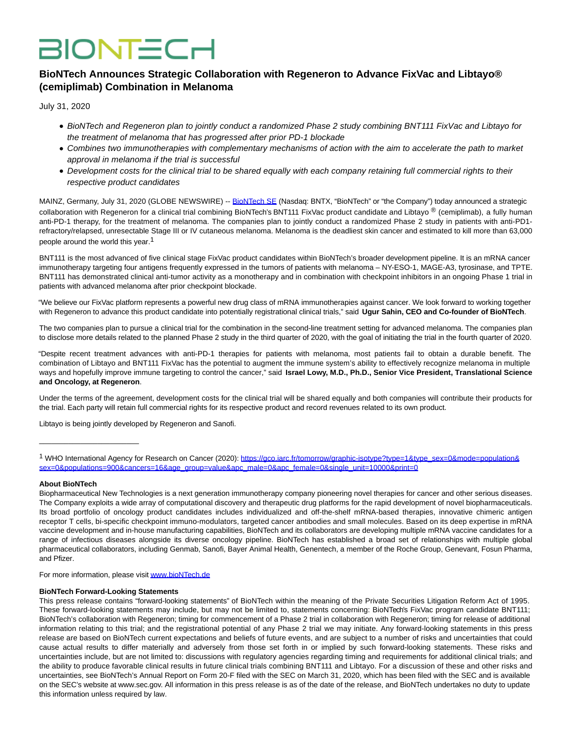# BIONTECH

## BioNTech Announces Strategic Collaboration with Regeneron to Advance FixVac and Libtayo® (cemiplimab) Combination in Melanoma

July 31, 2020

- *BioNTech and Regeneron plan to jointly conduct a randomized Phase 2 study combining BNT111 FixVac and Libtayo for the treatment of melanoma that has progressed after prior PD-1 blockade*
- *Combines two immunotherapies with complementary mechanisms of action with the aim to accelerate the path to market approval in melanoma if the trial is successful*
- *Development costs for the clinical trial to be shared equally with each company retaining full commercial rights to their respective product candidates*

MAINZ, Germany, July 31, 2020 (GLOBE NEWSWIRE) -- BioNTech SE (Nasdaq: BNTX, "BioNTech" or "the Company") today announced a strategic collaboration with Regeneron for a clinical trial combining BioNTech's BNT111 FixVac product candidate and Libtayo ® (cemiplimab), a fully human anti-PD-1 therapy, for the treatment of melanoma. The companies plan to jointly conduct a randomized Phase 2 study in patients with anti-PD1-refractory/relapsed, unresectable Stage III or IV cutaneous melanoma. Melanoma is the deadliest skin cancer and estimated to kill more than 63,000 people around the world this year.[1]

BNT111 is the most advanced of five clinical stage FixVac product candidates within BioNTech's broader development pipeline. It is an mRNA cancer immunotherapy targeting four antigens frequently expressed in the tumors of patients with melanoma – NY-ESO-1, MAGE-A3, tyrosinase, and TPTE. BNT111 has demonstrated clinical anti-tumor activity as a monotherapy and in combination with checkpoint inhibitors in an ongoing Phase 1 trial in patients with advanced melanoma after prior checkpoint blockade.

"We believe our FixVac platform represents a powerful new drug class of mRNA immunotherapies against cancer. We look forward to working together with Regeneron to advance this product candidate into potentially registrational clinical trials," said **Ugur Sahin, CEO and Co-founder of BioNTech**.

The two companies plan to pursue a clinical trial for the combination in the second-line treatment setting for advanced melanoma. The companies plan to disclose more details related to the planned Phase 2 study in the third quarter of 2020, with the goal of initiating the trial in the fourth quarter of 2020.

"Despite recent treatment advances with anti-PD-1 therapies for patients with melanoma, most patients fail to obtain a durable benefit. The combination of Libtayo and BNT111 FixVac has the potential to augment the immune system's ability to effectively recognize melanoma in multiple ways and hopefully improve immune targeting to control the cancer," said **Israel Lowy, M.D., Ph.D., Senior Vice President, Translational Science and Oncology, at Regeneron**.

Under the terms of the agreement, development costs for the clinical trial will be shared equally and both companies will contribute their products for the trial. Each party will retain full commercial rights for its respective product and record revenues related to its own product.

Libtayo is being jointly developed by Regeneron and Sanofi.

---

[1] WHO International Agency for Research on Cancer (2020): https://gco.iarc.fr/tomorrow/graphic-isotype?type=1&type_sex=0&mode=population&sex=0&populations=900&cancers=16&age_group=value&apc_male=0&apc_female=0&single_unit=10000&print=0

**About BioNTech**

Biopharmaceutical New Technologies is a next generation immunotherapy company pioneering novel therapies for cancer and other serious diseases. The Company exploits a wide array of computational discovery and therapeutic drug platforms for the rapid development of novel biopharmaceuticals. Its broad portfolio of oncology product candidates includes individualized and off-the-shelf mRNA-based therapies, innovative chimeric antigen receptor T cells, bi-specific checkpoint immuno-modulators, targeted cancer antibodies and small molecules. Based on its deep expertise in mRNA vaccine development and in-house manufacturing capabilities, BioNTech and its collaborators are developing multiple mRNA vaccine candidates for a range of infectious diseases alongside its diverse oncology pipeline. BioNTech has established a broad set of relationships with multiple global pharmaceutical collaborators, including Genmab, Sanofi, Bayer Animal Health, Genentech, a member of the Roche Group, Genevant, Fosun Pharma, and Pfizer.

For more information, please visit www.bioNTech.de

**BioNTech Forward-Looking Statements**

This press release contains "forward-looking statements" of BioNTech within the meaning of the Private Securities Litigation Reform Act of 1995. These forward-looking statements may include, but may not be limited to, statements concerning: BioNTech's FixVac program candidate BNT111; BioNTech's collaboration with Regeneron; timing for commencement of a Phase 2 trial in collaboration with Regeneron; timing for release of additional information relating to this trial; and the registrational potential of any Phase 2 trial we may initiate. Any forward-looking statements in this press release are based on BioNTech current expectations and beliefs of future events, and are subject to a number of risks and uncertainties that could cause actual results to differ materially and adversely from those set forth in or implied by such forward-looking statements. These risks and uncertainties include, but are not limited to: discussions with regulatory agencies regarding timing and requirements for additional clinical trials; and the ability to produce favorable clinical results in future clinical trials combining BNT111 and Libtayo. For a discussion of these and other risks and uncertainties, see BioNTech's Annual Report on Form 20-F filed with the SEC on March 31, 2020, which has been filed with the SEC and is available on the SEC's website at www.sec.gov. All information in this press release is as of the date of the release, and BioNTech undertakes no duty to update this information unless required by law.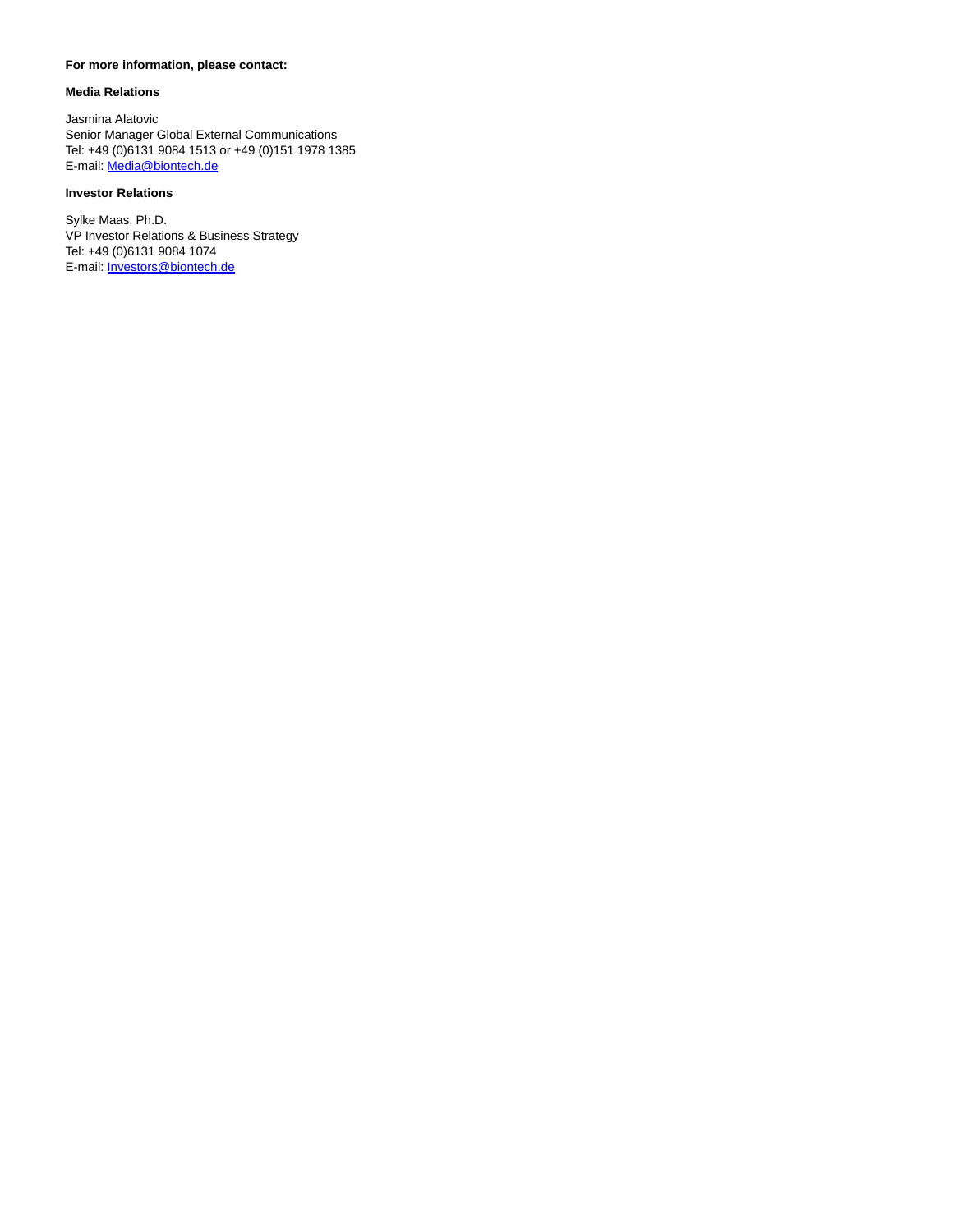**For more information, please contact:**

**Media Relations**

Jasmina Alatovic
Senior Manager Global External Communications
Tel: +49 (0)6131 9084 1513 or +49 (0)151 1978 1385
E-mail: Media@biontech.de

**Investor Relations**

Sylke Maas, Ph.D.
VP Investor Relations & Business Strategy
Tel: +49 (0)6131 9084 1074
E-mail: Investors@biontech.de